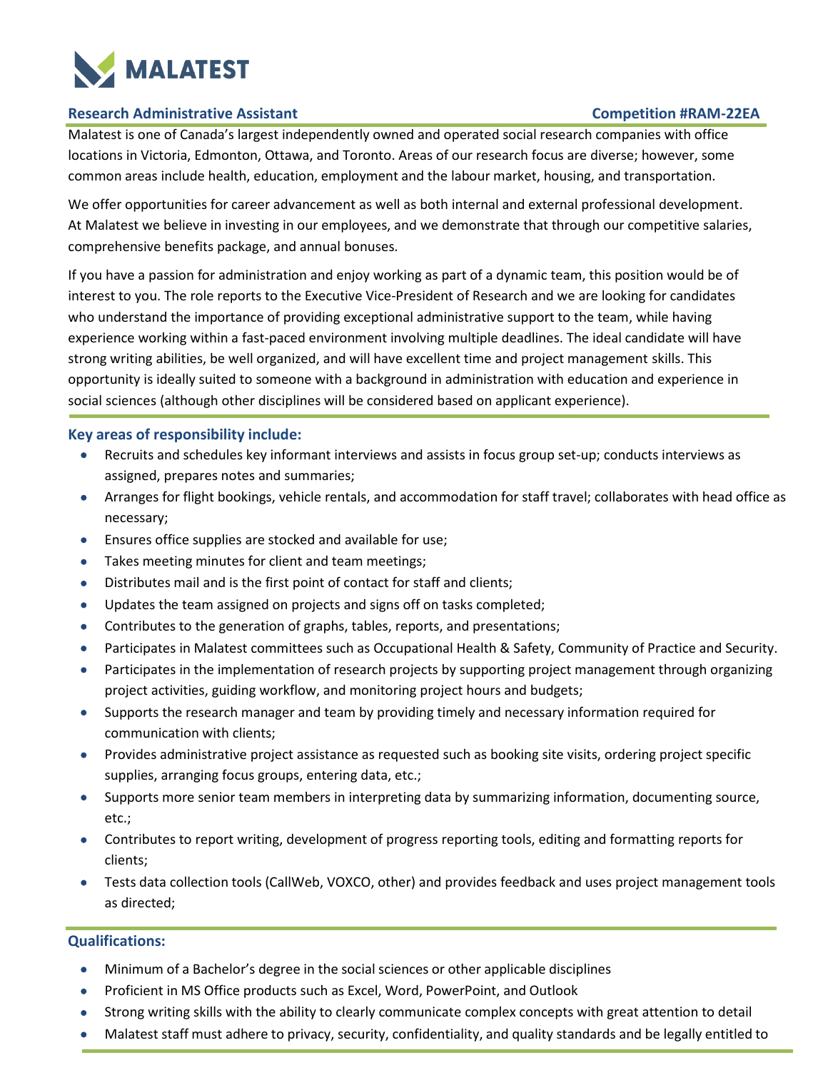# MALATEST

**Research Administrative Assistant** **Competition #RAM-22EA**

Malatest is one of Canada's largest independently owned and operated social research companies with office locations in Victoria, Edmonton, Ottawa, and Toronto. Areas of our research focus are diverse; however, some common areas include health, education, employment and the labour market, housing, and transportation.

We offer opportunities for career advancement as well as both internal and external professional development. At Malatest we believe in investing in our employees, and we demonstrate that through our competitive salaries, comprehensive benefits package, and annual bonuses.

If you have a passion for administration and enjoy working as part of a dynamic team, this position would be of interest to you. The role reports to the Executive Vice-President of Research and we are looking for candidates who understand the importance of providing exceptional administrative support to the team, while having experience working within a fast-paced environment involving multiple deadlines. The ideal candidate will have strong writing abilities, be well organized, and will have excellent time and project management skills. This opportunity is ideally suited to someone with a background in administration with education and experience in social sciences (although other disciplines will be considered based on applicant experience).

## Key areas of responsibility include:

- Recruits and schedules key informant interviews and assists in focus group set-up; conducts interviews as assigned, prepares notes and summaries;
- Arranges for flight bookings, vehicle rentals, and accommodation for staff travel; collaborates with head office as necessary;
- Ensures office supplies are stocked and available for use;
- Takes meeting minutes for client and team meetings;
- Distributes mail and is the first point of contact for staff and clients;
- Updates the team assigned on projects and signs off on tasks completed;
- Contributes to the generation of graphs, tables, reports, and presentations;
- Participates in Malatest committees such as Occupational Health & Safety, Community of Practice and Security.
- Participates in the implementation of research projects by supporting project management through organizing project activities, guiding workflow, and monitoring project hours and budgets;
- Supports the research manager and team by providing timely and necessary information required for communication with clients;
- Provides administrative project assistance as requested such as booking site visits, ordering project specific supplies, arranging focus groups, entering data, etc.;
- Supports more senior team members in interpreting data by summarizing information, documenting source, etc.;
- Contributes to report writing, development of progress reporting tools, editing and formatting reports for clients;
- Tests data collection tools (CallWeb, VOXCO, other) and provides feedback and uses project management tools as directed;

## Qualifications:

- Minimum of a Bachelor's degree in the social sciences or other applicable disciplines
- Proficient in MS Office products such as Excel, Word, PowerPoint, and Outlook
- Strong writing skills with the ability to clearly communicate complex concepts with great attention to detail
- Malatest staff must adhere to privacy, security, confidentiality, and quality standards and be legally entitled to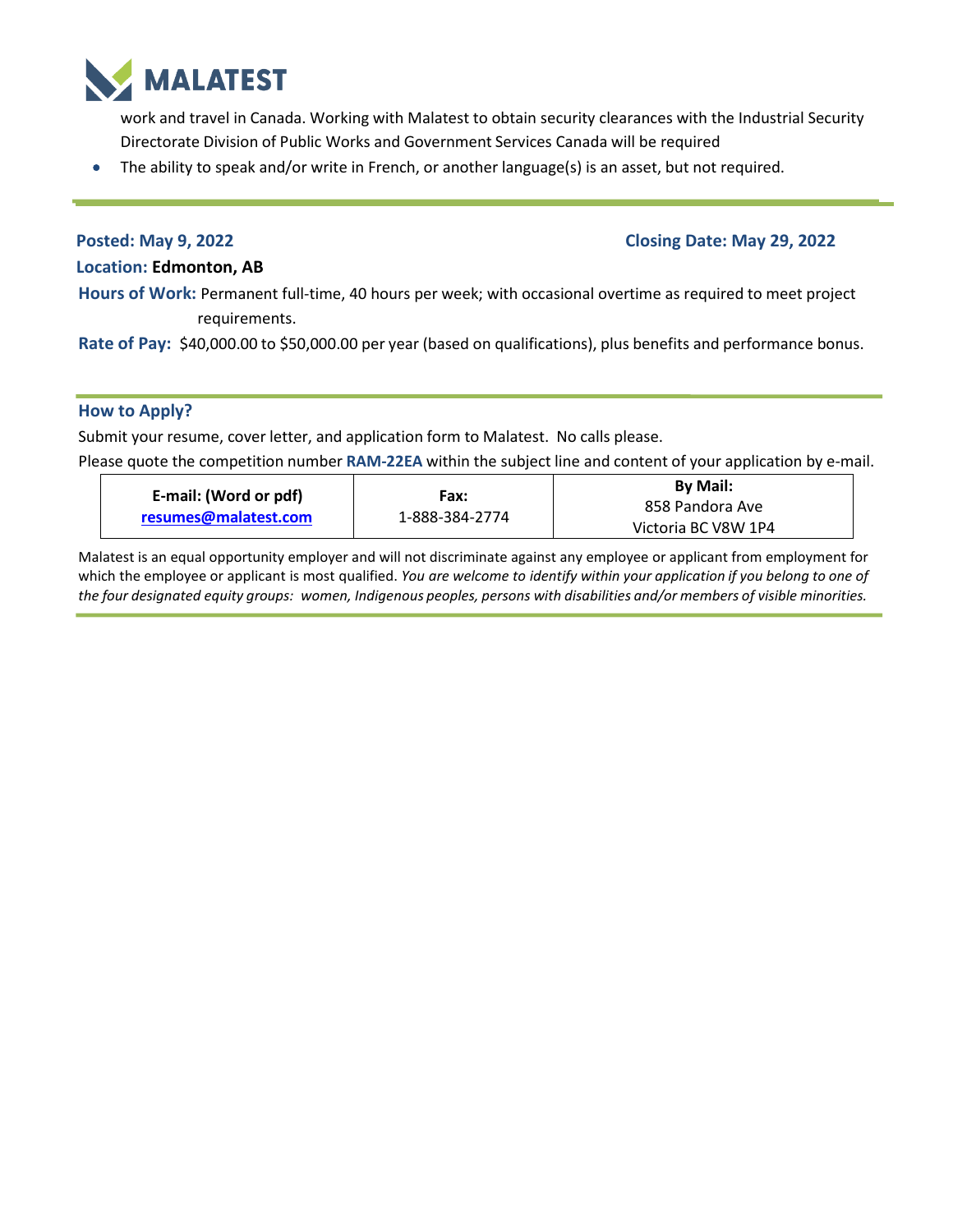work and travel in Canada. Working with Malatest to obtain security clearances with the Industrial Security Directorate Division of Public Works and Government Services Canada will be required

- The ability to speak and/or write in French, or another language(s) is an asset, but not required.

---

**Posted: May 9, 2022** **Closing Date: May 29, 2022**

**Location:** **Edmonton, AB**

**Hours of Work:** Permanent full-time, 40 hours per week; with occasional overtime as required to meet project requirements.

**Rate of Pay:** $40,000.00 to $50,000.00 per year (based on qualifications), plus benefits and performance bonus.

---

## How to Apply?

Submit your resume, cover letter, and application form to Malatest. No calls please.

Please quote the competition number **RAM-22EA** within the subject line and content of your application by e-mail.

| | | |
|---|---|---|
| **E-mail: (Word or pdf)**<br>**resumes@malatest.com** | **Fax:**<br>1-888-384-2774 | **By Mail:**<br>858 Pandora Ave<br>Victoria BC V8W 1P4 |

Malatest is an equal opportunity employer and will not discriminate against any employee or applicant from employment for which the employee or applicant is most qualified. *You are welcome to identify within your application if you belong to one of the four designated equity groups: women, Indigenous peoples, persons with disabilities and/or members of visible minorities.*